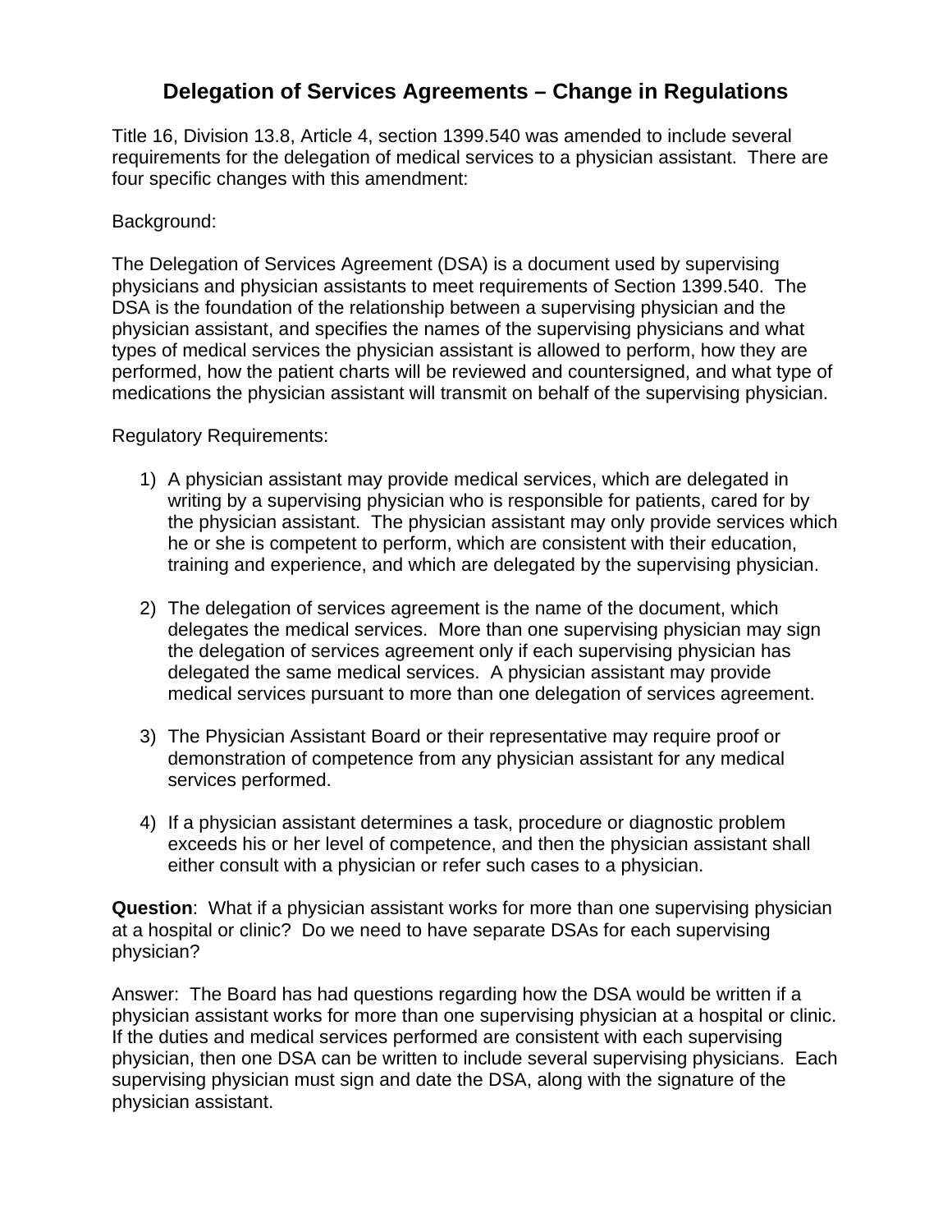# Delegation of Services Agreements – Change in Regulations

Title 16, Division 13.8, Article 4, section 1399.540 was amended to include several requirements for the delegation of medical services to a physician assistant. There are four specific changes with this amendment:

Background:

The Delegation of Services Agreement (DSA) is a document used by supervising physicians and physician assistants to meet requirements of Section 1399.540. The DSA is the foundation of the relationship between a supervising physician and the physician assistant, and specifies the names of the supervising physicians and what types of medical services the physician assistant is allowed to perform, how they are performed, how the patient charts will be reviewed and countersigned, and what type of medications the physician assistant will transmit on behalf of the supervising physician.

Regulatory Requirements:

1) A physician assistant may provide medical services, which are delegated in writing by a supervising physician who is responsible for patients, cared for by the physician assistant. The physician assistant may only provide services which he or she is competent to perform, which are consistent with their education, training and experience, and which are delegated by the supervising physician.

2) The delegation of services agreement is the name of the document, which delegates the medical services. More than one supervising physician may sign the delegation of services agreement only if each supervising physician has delegated the same medical services. A physician assistant may provide medical services pursuant to more than one delegation of services agreement.

3) The Physician Assistant Board or their representative may require proof or demonstration of competence from any physician assistant for any medical services performed.

4) If a physician assistant determines a task, procedure or diagnostic problem exceeds his or her level of competence, and then the physician assistant shall either consult with a physician or refer such cases to a physician.

**Question**: What if a physician assistant works for more than one supervising physician at a hospital or clinic? Do we need to have separate DSAs for each supervising physician?

Answer: The Board has had questions regarding how the DSA would be written if a physician assistant works for more than one supervising physician at a hospital or clinic. If the duties and medical services performed are consistent with each supervising physician, then one DSA can be written to include several supervising physicians. Each supervising physician must sign and date the DSA, along with the signature of the physician assistant.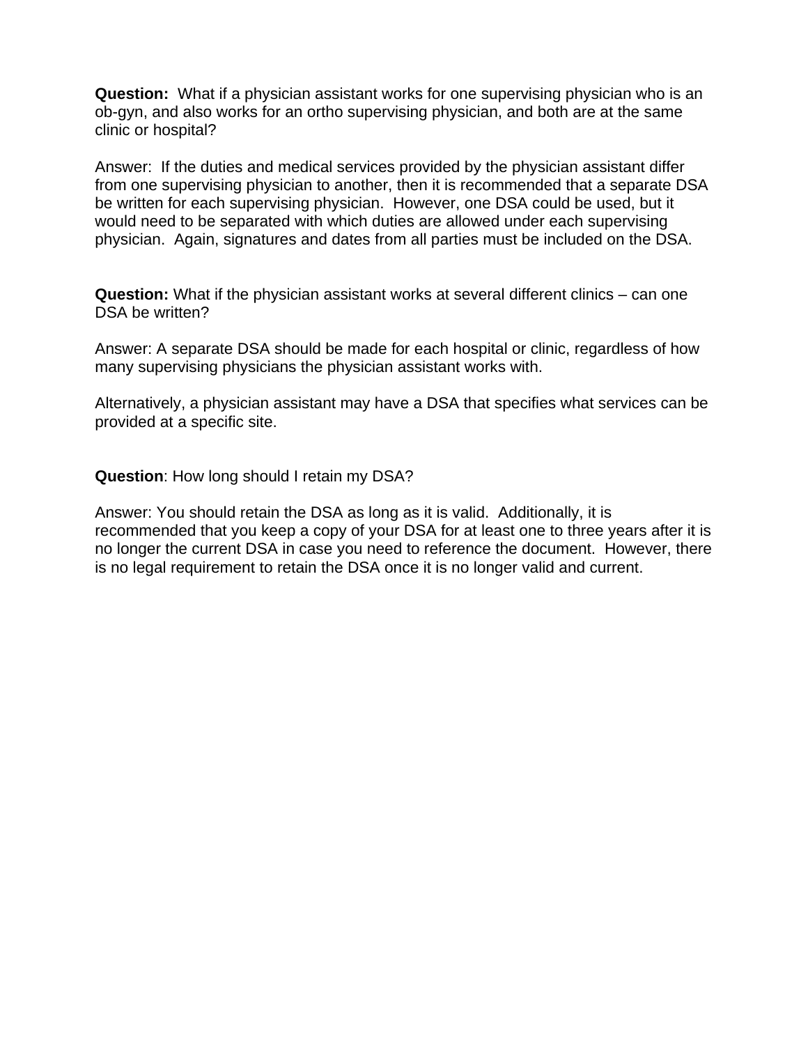**Question:** What if a physician assistant works for one supervising physician who is an ob-gyn, and also works for an ortho supervising physician, and both are at the same clinic or hospital?

Answer: If the duties and medical services provided by the physician assistant differ from one supervising physician to another, then it is recommended that a separate DSA be written for each supervising physician. However, one DSA could be used, but it would need to be separated with which duties are allowed under each supervising physician. Again, signatures and dates from all parties must be included on the DSA.

**Question:** What if the physician assistant works at several different clinics – can one DSA be written?

Answer: A separate DSA should be made for each hospital or clinic, regardless of how many supervising physicians the physician assistant works with.

Alternatively, a physician assistant may have a DSA that specifies what services can be provided at a specific site.

**Question**: How long should I retain my DSA?

Answer: You should retain the DSA as long as it is valid. Additionally, it is recommended that you keep a copy of your DSA for at least one to three years after it is no longer the current DSA in case you need to reference the document. However, there is no legal requirement to retain the DSA once it is no longer valid and current.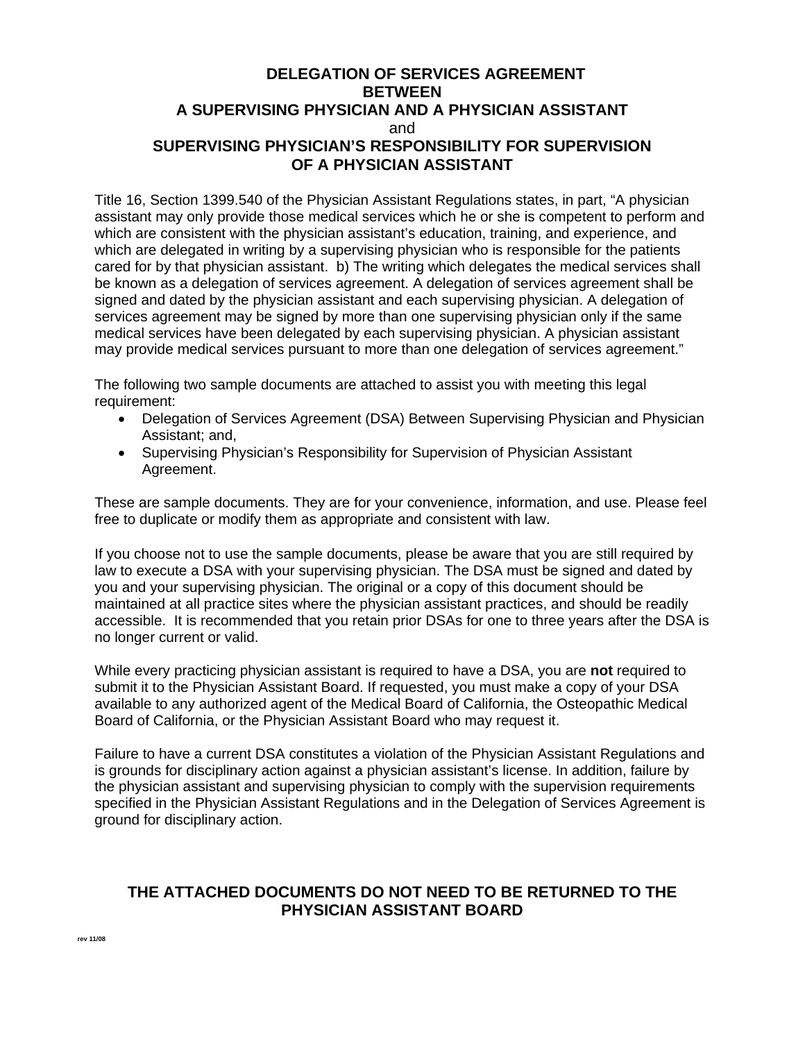# DELEGATION OF SERVICES AGREEMENT BETWEEN A SUPERVISING PHYSICIAN AND A PHYSICIAN ASSISTANT

and

# SUPERVISING PHYSICIAN'S RESPONSIBILITY FOR SUPERVISION OF A PHYSICIAN ASSISTANT

Title 16, Section 1399.540 of the Physician Assistant Regulations states, in part, "A physician assistant may only provide those medical services which he or she is competent to perform and which are consistent with the physician assistant's education, training, and experience, and which are delegated in writing by a supervising physician who is responsible for the patients cared for by that physician assistant. b) The writing which delegates the medical services shall be known as a delegation of services agreement. A delegation of services agreement shall be signed and dated by the physician assistant and each supervising physician. A delegation of services agreement may be signed by more than one supervising physician only if the same medical services have been delegated by each supervising physician. A physician assistant may provide medical services pursuant to more than one delegation of services agreement."

The following two sample documents are attached to assist you with meeting this legal requirement:

- Delegation of Services Agreement (DSA) Between Supervising Physician and Physician Assistant; and,
- Supervising Physician's Responsibility for Supervision of Physician Assistant Agreement.

These are sample documents. They are for your convenience, information, and use. Please feel free to duplicate or modify them as appropriate and consistent with law.

If you choose not to use the sample documents, please be aware that you are still required by law to execute a DSA with your supervising physician. The DSA must be signed and dated by you and your supervising physician. The original or a copy of this document should be maintained at all practice sites where the physician assistant practices, and should be readily accessible. It is recommended that you retain prior DSAs for one to three years after the DSA is no longer current or valid.

While every practicing physician assistant is required to have a DSA, you are **not** required to submit it to the Physician Assistant Board. If requested, you must make a copy of your DSA available to any authorized agent of the Medical Board of California, the Osteopathic Medical Board of California, or the Physician Assistant Board who may request it.

Failure to have a current DSA constitutes a violation of the Physician Assistant Regulations and is grounds for disciplinary action against a physician assistant's license. In addition, failure by the physician assistant and supervising physician to comply with the supervision requirements specified in the Physician Assistant Regulations and in the Delegation of Services Agreement is ground for disciplinary action.

**THE ATTACHED DOCUMENTS DO NOT NEED TO BE RETURNED TO THE PHYSICIAN ASSISTANT BOARD**

rev 11/08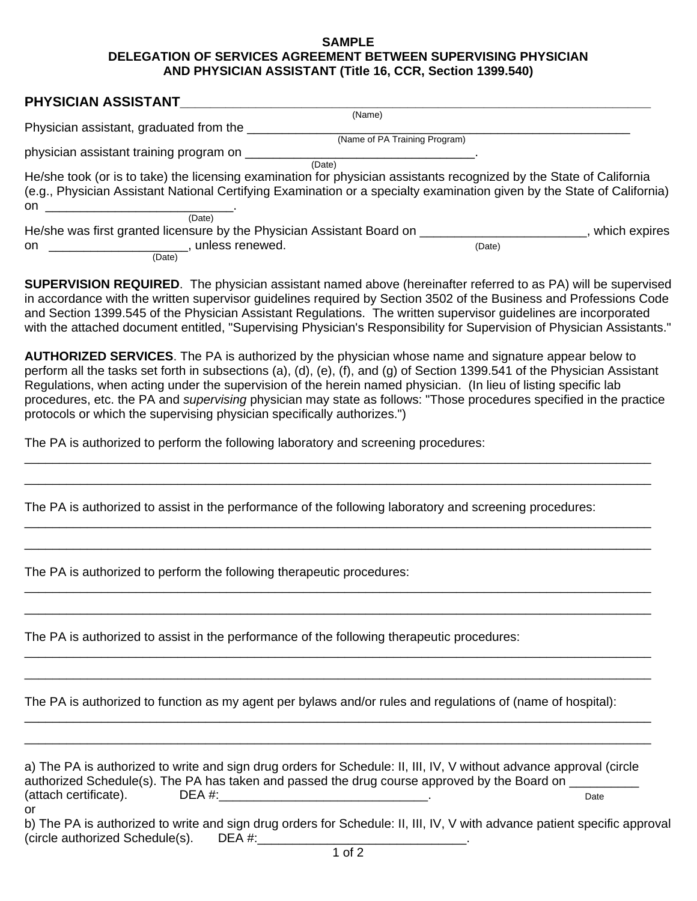**SAMPLE**
**DELEGATION OF SERVICES AGREEMENT BETWEEN SUPERVISING PHYSICIAN AND PHYSICIAN ASSISTANT (Title 16, CCR, Section 1399.540)**

**PHYSICIAN ASSISTANT**_______________________________________________________________
(Name)

Physician assistant, graduated from the _______________________________________________
(Name of PA Training Program)

physician assistant training program on _______________________________.
(Date)

He/she took (or is to take) the licensing examination for physician assistants recognized by the State of California (e.g., Physician Assistant National Certifying Examination or a specialty examination given by the State of California) on __________________________.
(Date)

He/she was first granted licensure by the Physician Assistant Board on _______________________, which expires on ___________________, unless renewed.
(Date) (Date)

**SUPERVISION REQUIRED**. The physician assistant named above (hereinafter referred to as PA) will be supervised in accordance with the written supervisor guidelines required by Section 3502 of the Business and Professions Code and Section 1399.545 of the Physician Assistant Regulations. The written supervisor guidelines are incorporated with the attached document entitled, "Supervising Physician's Responsibility for Supervision of Physician Assistants."

**AUTHORIZED SERVICES**. The PA is authorized by the physician whose name and signature appear below to perform all the tasks set forth in subsections (a), (d), (e), (f), and (g) of Section 1399.541 of the Physician Assistant Regulations, when acting under the supervision of the herein named physician. (In lieu of listing specific lab procedures, etc. the PA and *supervising* physician may state as follows: "Those procedures specified in the practice protocols or which the supervising physician specifically authorizes.")

The PA is authorized to perform the following laboratory and screening procedures:
_____________________________________________________________________________________
_____________________________________________________________________________________

The PA is authorized to assist in the performance of the following laboratory and screening procedures:
_____________________________________________________________________________________
_____________________________________________________________________________________

The PA is authorized to perform the following therapeutic procedures:
_____________________________________________________________________________________
_____________________________________________________________________________________

The PA is authorized to assist in the performance of the following therapeutic procedures:
_____________________________________________________________________________________
_____________________________________________________________________________________

The PA is authorized to function as my agent per bylaws and/or rules and regulations of (name of hospital):
_____________________________________________________________________________________
_____________________________________________________________________________________

a) The PA is authorized to write and sign drug orders for Schedule: II, III, IV, V without advance approval (circle authorized Schedule(s). The PA has taken and passed the drug course approved by the Board on __________ (attach certificate). DEA #:______________________________.
Date

or

b) The PA is authorized to write and sign drug orders for Schedule: II, III, IV, V with advance patient specific approval (circle authorized Schedule(s). DEA #:______________________________.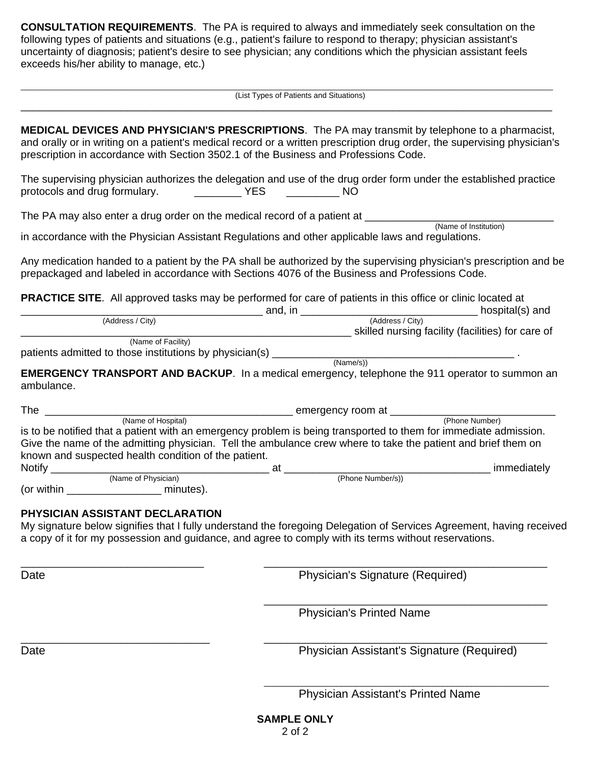**CONSULTATION REQUIREMENTS**. The PA is required to always and immediately seek consultation on the following types of patients and situations (e.g., patient's failure to respond to therapy; physician assistant's uncertainty of diagnosis; patient's desire to see physician; any conditions which the physician assistant feels exceeds his/her ability to manage, etc.)

______________________________________________________________________________
(List Types of Patients and Situations)
______________________________________________________________________________

**MEDICAL DEVICES AND PHYSICIAN'S PRESCRIPTIONS**. The PA may transmit by telephone to a pharmacist, and orally or in writing on a patient's medical record or a written prescription drug order, the supervising physician's prescription in accordance with Section 3502.1 of the Business and Professions Code.

The supervising physician authorizes the delegation and use of the drug order form under the established practice protocols and drug formulary. ________ YES _________ NO

The PA may also enter a drug order on the medical record of a patient at _______________________________
(Name of Institution)
in accordance with the Physician Assistant Regulations and other applicable laws and regulations.

Any medication handed to a patient by the PA shall be authorized by the supervising physician's prescription and be prepackaged and labeled in accordance with Sections 4076 of the Business and Professions Code.

**PRACTICE SITE**. All approved tasks may be performed for care of patients in this office or clinic located at ________________________________________ and, in ______________________________ hospital(s) and
(Address / City) (Address / City)
_______________________________________________________ skilled nursing facility (facilities) for care of
(Name of Facility)
patients admitted to those institutions by physician(s) ________________________________________ .
(Name/s))

**EMERGENCY TRANSPORT AND BACKUP**. In a medical emergency, telephone the 911 operator to summon an ambulance.

The ____________________________________________ emergency room at ___________________________
(Name of Hospital) (Phone Number)
is to be notified that a patient with an emergency problem is being transported to them for immediate admission. Give the name of the admitting physician. Tell the ambulance crew where to take the patient and brief them on known and suspected health condition of the patient.
Notify ____________________________________ at __________________________________ immediately
(Name of Physician) (Phone Number/s))
(or within _______________ minutes).

**PHYSICIAN ASSISTANT DECLARATION**
My signature below signifies that I fully understand the foregoing Delegation of Services Agreement, having received a copy of it for my possession and guidance, and agree to comply with its terms without reservations.

_____________________________ _____________________________________________
Date Physician's Signature (Required)

_____________________________________________
Physician's Printed Name

_____________________________ _____________________________________________
Date Physician Assistant's Signature (Required)

_____________________________________________
Physician Assistant's Printed Name

**SAMPLE ONLY**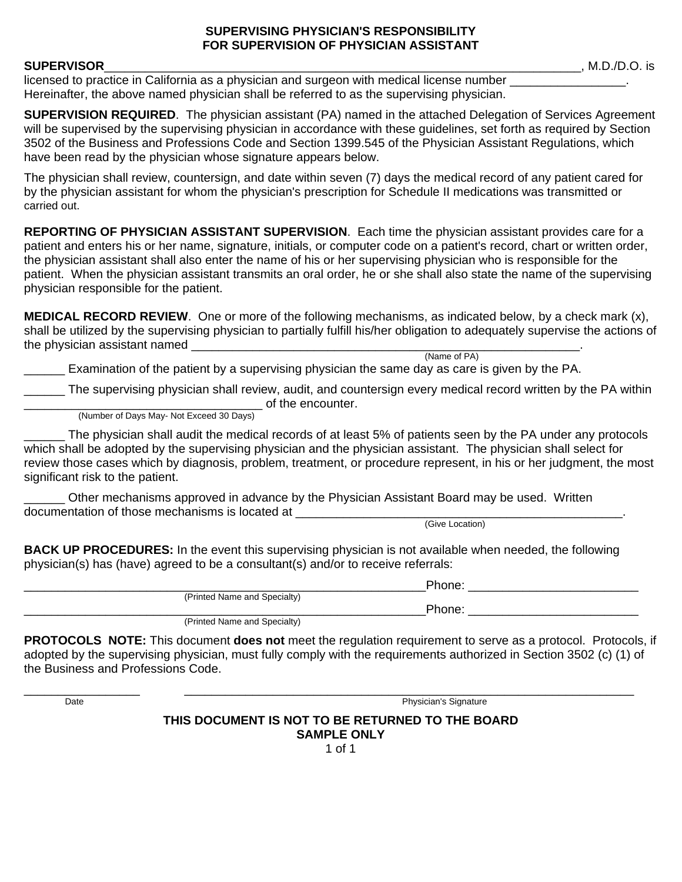## SUPERVISING PHYSICIAN'S RESPONSIBILITY FOR SUPERVISION OF PHYSICIAN ASSISTANT

**SUPERVISOR**__________________________________________________________________________, M.D./D.O. is licensed to practice in California as a physician and surgeon with medical license number _________________. Hereinafter, the above named physician shall be referred to as the supervising physician.

**SUPERVISION REQUIRED**. The physician assistant (PA) named in the attached Delegation of Services Agreement will be supervised by the supervising physician in accordance with these guidelines, set forth as required by Section 3502 of the Business and Professions Code and Section 1399.545 of the Physician Assistant Regulations, which have been read by the physician whose signature appears below.

The physician shall review, countersign, and date within seven (7) days the medical record of any patient cared for by the physician assistant for whom the physician's prescription for Schedule II medications was transmitted or carried out.

**REPORTING OF PHYSICIAN ASSISTANT SUPERVISION**. Each time the physician assistant provides care for a patient and enters his or her name, signature, initials, or computer code on a patient's record, chart or written order, the physician assistant shall also enter the name of his or her supervising physician who is responsible for the patient. When the physician assistant transmits an oral order, he or she shall also state the name of the supervising physician responsible for the patient.

**MEDICAL RECORD REVIEW**. One or more of the following mechanisms, as indicated below, by a check mark (x), shall be utilized by the supervising physician to partially fulfill his/her obligation to adequately supervise the actions of the physician assistant named ____________________________________________________________.
(Name of PA)

______ Examination of the patient by a supervising physician the same day as care is given by the PA.

______ The supervising physician shall review, audit, and countersign every medical record written by the PA within __________________________________ of the encounter.
(Number of Days May- Not Exceed 30 Days)

______ The physician shall audit the medical records of at least 5% of patients seen by the PA under any protocols which shall be adopted by the supervising physician and the physician assistant. The physician shall select for review those cases which by diagnosis, problem, treatment, or procedure represent, in his or her judgment, the most significant risk to the patient.

______ Other mechanisms approved in advance by the Physician Assistant Board may be used. Written documentation of those mechanisms is located at ____________________________________________________.
(Give Location)

**BACK UP PROCEDURES:** In the event this supervising physician is not available when needed, the following physician(s) has (have) agreed to be a consultant(s) and/or to receive referrals:

______________________________________________________________Phone: _________________________
(Printed Name and Specialty)

______________________________________________________________Phone: _________________________
(Printed Name and Specialty)

**PROTOCOLS NOTE:** This document **does not** meet the regulation requirement to serve as a protocol. Protocols, if adopted by the supervising physician, must fully comply with the requirements authorized in Section 3502 (c) (1) of the Business and Professions Code.

__________________ ______________________________________________________________________
Date Physician's Signature

**THIS DOCUMENT IS NOT TO BE RETURNED TO THE BOARD**

**SAMPLE ONLY**